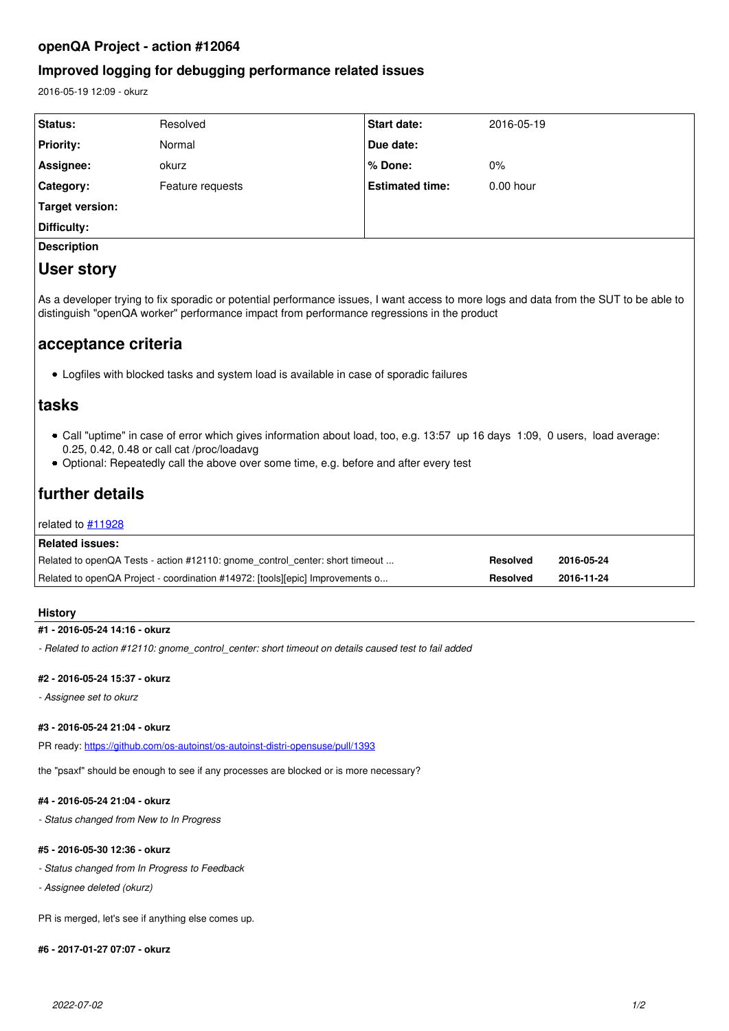# openQA Project - action #12064

## Improved logging for debugging performance related issues

2016-05-19 12:09 - okurz

| Status: | Resolved | Start date: | 2016-05-19 |
|---|---|---|---|
| Priority: | Normal | Due date: | |
| Assignee: | okurz | % Done: | 0% |
| Category: | Feature requests | Estimated time: | 0.00 hour |
| Target version: | | | |
| Difficulty: | | | |

**Description**

## User story

As a developer trying to fix sporadic or potential performance issues, I want access to more logs and data from the SUT to be able to distinguish "openQA worker" performance impact from performance regressions in the product

## acceptance criteria

- Logfiles with blocked tasks and system load is available in case of sporadic failures

## tasks

- Call "uptime" in case of error which gives information about load, too, e.g. 13:57 up 16 days 1:09, 0 users, load average: 0.25, 0.42, 0.48 or call cat /proc/loadavg
- Optional: Repeatedly call the above over some time, e.g. before and after every test

## further details

related to [#11928](#11928)

| Related issues: | | |
|---|---|---|
| Related to openQA Tests - action #12110: gnome_control_center: short timeout ... | Resolved | 2016-05-24 |
| Related to openQA Project - coordination #14972: [tools][epic] Improvements o... | Resolved | 2016-11-24 |

### History

#### #1 - 2016-05-24 14:16 - okurz

*- Related to action #12110: gnome_control_center: short timeout on details caused test to fail added*

#### #2 - 2016-05-24 15:37 - okurz

*- Assignee set to okurz*

#### #3 - 2016-05-24 21:04 - okurz

PR ready: [https://github.com/os-autoinst/os-autoinst-distri-opensuse/pull/1393](https://github.com/os-autoinst/os-autoinst-distri-opensuse/pull/1393)

the "psaxf" should be enough to see if any processes are blocked or is more necessary?

#### #4 - 2016-05-24 21:04 - okurz

*- Status changed from New to In Progress*

#### #5 - 2016-05-30 12:36 - okurz

*- Status changed from In Progress to Feedback*

*- Assignee deleted (okurz)*

PR is merged, let's see if anything else comes up.

#### #6 - 2017-01-27 07:07 - okurz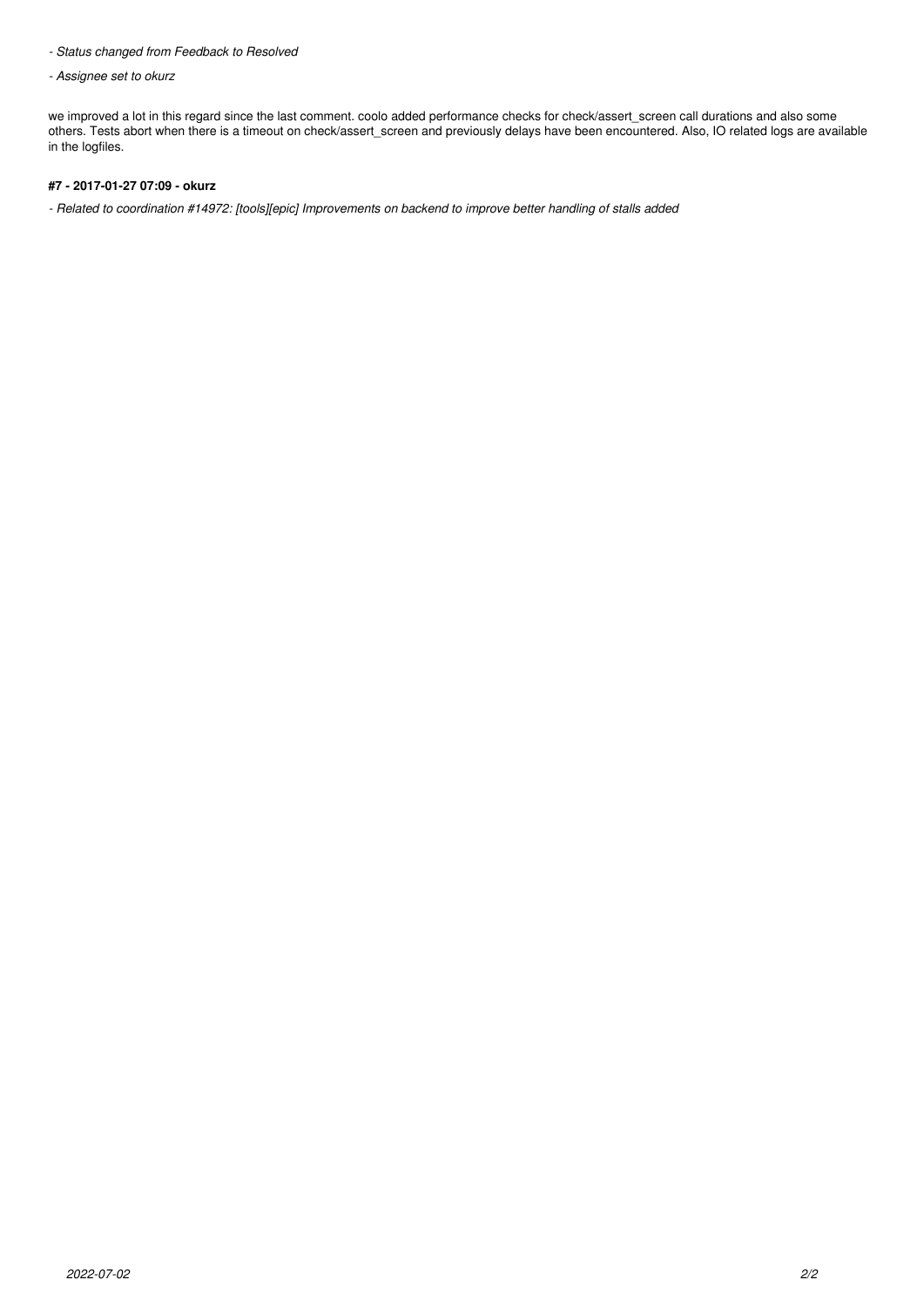- *Status changed from Feedback to Resolved*
- *Assignee set to okurz*

we improved a lot in this regard since the last comment. coolo added performance checks for check/assert_screen call durations and also some others. Tests abort when there is a timeout on check/assert_screen and previously delays have been encountered. Also, IO related logs are available in the logfiles.

#### #7 - 2017-01-27 07:09 - okurz

- *Related to coordination #14972: [tools][epic] Improvements on backend to improve better handling of stalls added*